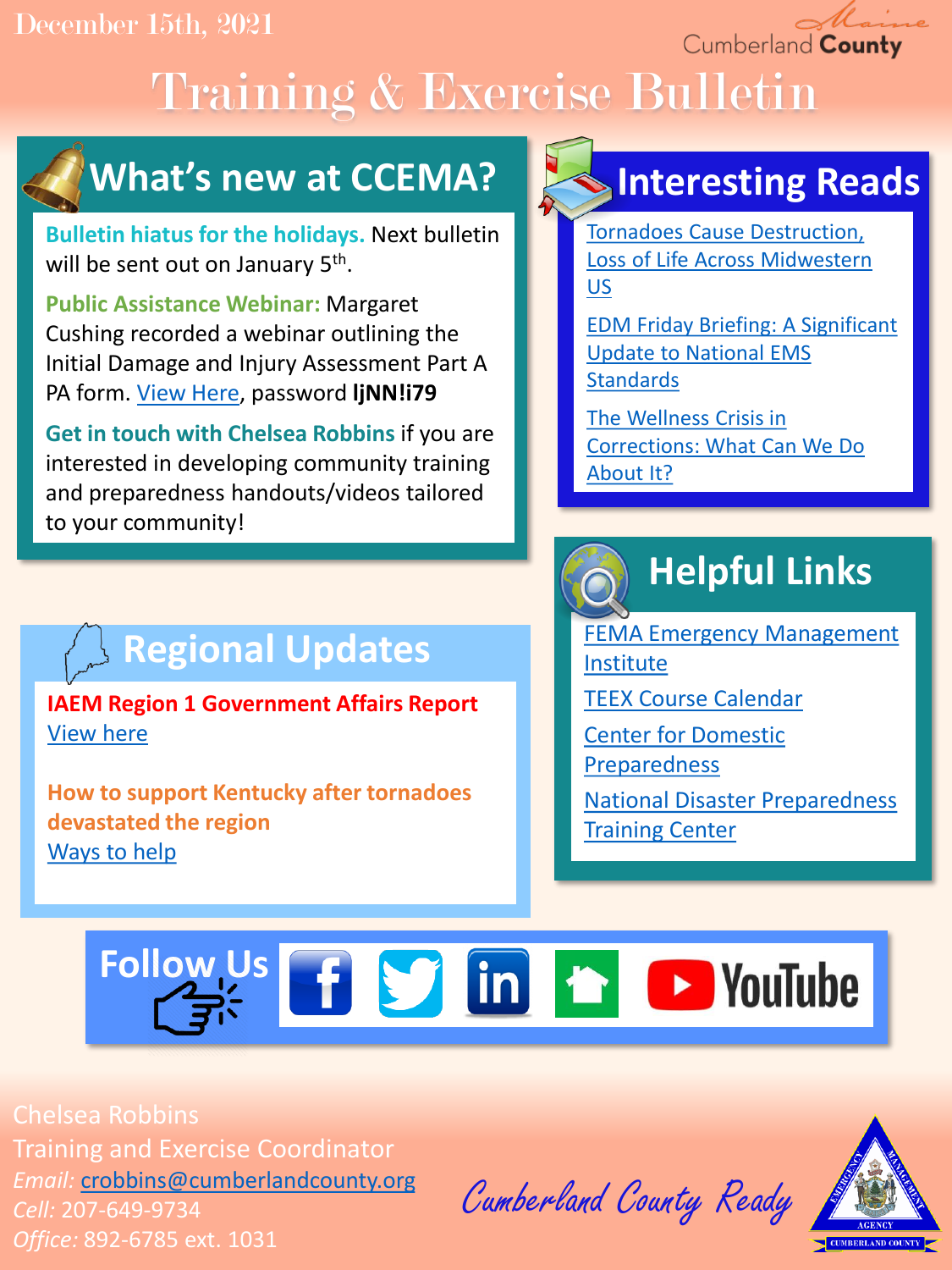December 15th, 2021

Maine Cumberland County

# Training & Exercise Bulletin

## What's new at CCEMA?

**Bulletin hiatus for the holidays.** Next bulletin will be sent out on January 5th.

**Public Assistance Webinar:** Margaret Cushing recorded a webinar outlining the Initial Damage and Injury Assessment Part A PA form. View Here, password **IjNN!i79**

**Get in touch with Chelsea Robbins** if you are interested in developing community training and preparedness handouts/videos tailored to your community!

## Interesting Reads

- Tornadoes Cause Destruction, Loss of Life Across Midwestern US
- EDM Friday Briefing: A Significant Update to National EMS Standards
- The Wellness Crisis in Corrections: What Can We Do About It?

## Regional Updates

**IAEM Region 1 Government Affairs Report**
View here

**How to support Kentucky after tornadoes devastated the region**
Ways to help

## Helpful Links

- FEMA Emergency Management Institute
- TEEX Course Calendar
- Center for Domestic Preparedness
- National Disaster Preparedness Training Center

## Follow Us

Chelsea Robbins
Training and Exercise Coordinator
*Email:* crobbins@cumberlandcounty.org
*Cell:* 207-649-9734
*Office:* 892-6785 ext. 1031

Cumberland County Ready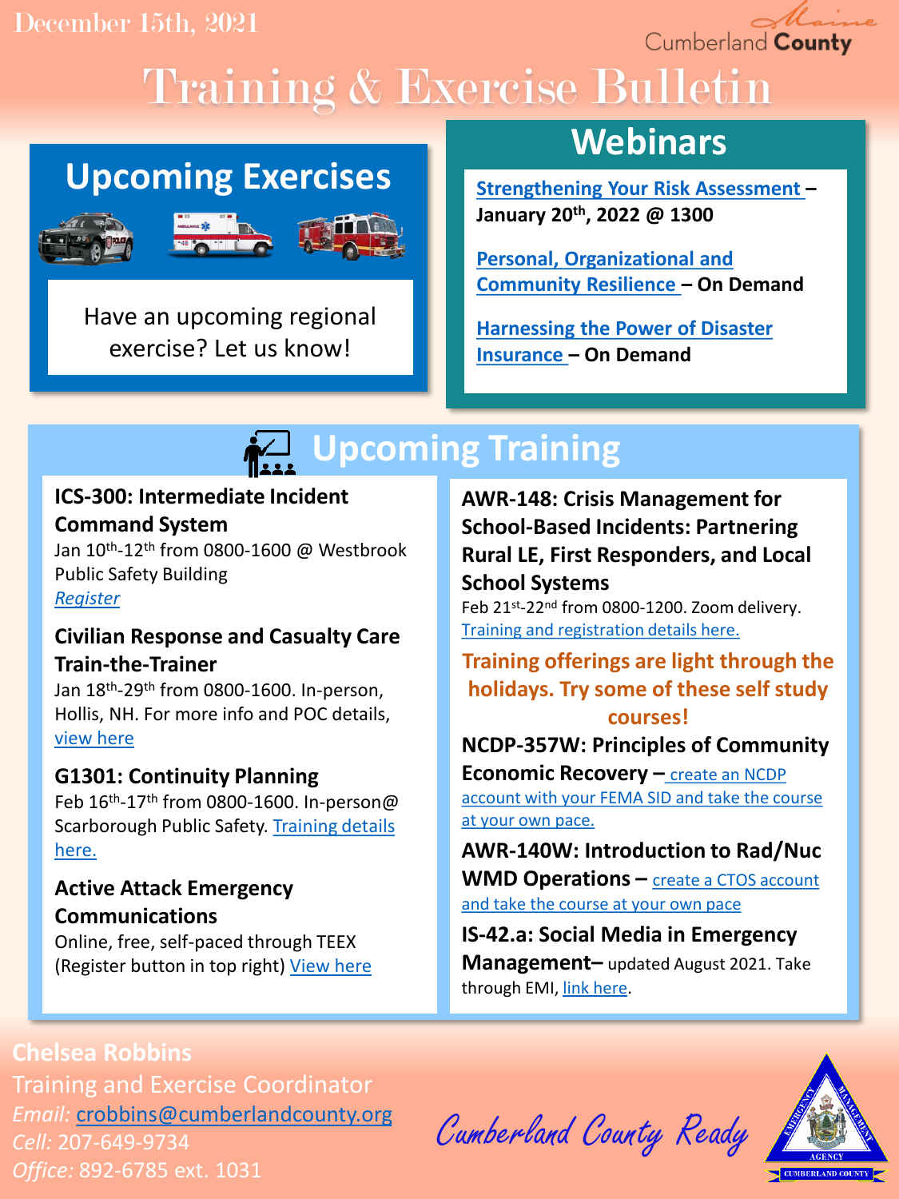December 15th, 2021

Cumberland County

# Training & Exercise Bulletin

## Upcoming Exercises

Have an upcoming regional exercise? Let us know!

## Webinars

[Strengthening Your Risk Assessment] – **January 20th, 2022 @ 1300**

[Personal, Organizational and Community Resilience] – **On Demand**

[Harnessing the Power of Disaster Insurance] – **On Demand**

## Upcoming Training

**ICS-300: Intermediate Incident Command System**
Jan 10th-12th from 0800-1600 @ Westbrook Public Safety Building
*Register*

**Civilian Response and Casualty Care Train-the-Trainer**
Jan 18th-29th from 0800-1600. In-person, Hollis, NH. For more info and POC details, view here

**G1301: Continuity Planning**
Feb 16th-17th from 0800-1600. In-person@ Scarborough Public Safety. Training details here.

**Active Attack Emergency Communications**
Online, free, self-paced through TEEX (Register button in top right) View here

**AWR-148: Crisis Management for School-Based Incidents: Partnering Rural LE, First Responders, and Local School Systems**
Feb 21st-22nd from 0800-1200. Zoom delivery. Training and registration details here.

**Training offerings are light through the holidays. Try some of these self study courses!**

**NCDP-357W: Principles of Community Economic Recovery –** create an NCDP account with your FEMA SID and take the course at your own pace.

**AWR-140W: Introduction to Rad/Nuc WMD Operations –** create a CTOS account and take the course at your own pace

**IS-42.a: Social Media in Emergency Management–** updated August 2021. Take through EMI, link here.

**Chelsea Robbins**
Training and Exercise Coordinator
*Email:* crobbins@cumberlandcounty.org
*Cell:* 207-649-9734
*Office:* 892-6785 ext. 1031

Cumberland County Ready